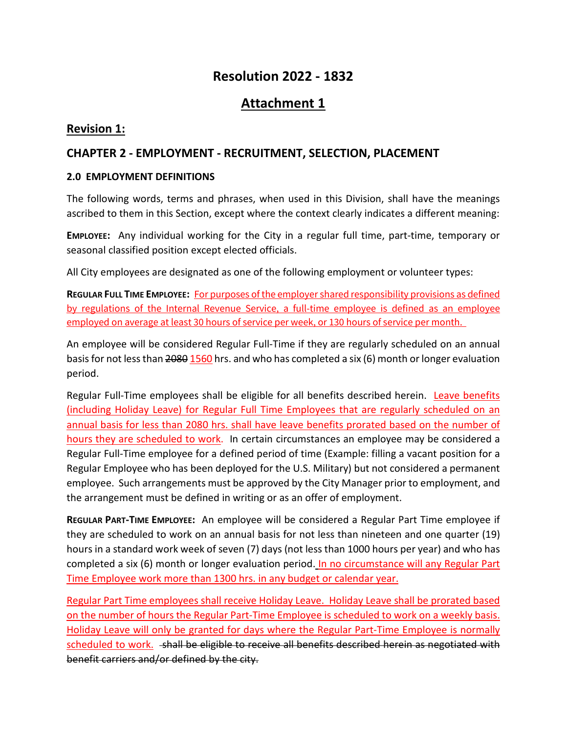# Resolution 2022 - 1832

## Attachment 1

### Revision 1:

### CHAPTER 2 - EMPLOYMENT - RECRUITMENT, SELECTION, PLACEMENT

#### 2.0 EMPLOYMENT DEFINITIONS

The following words, terms and phrases, when used in this Division, shall have the meanings ascribed to them in this Section, except where the context clearly indicates a different meaning:

**EMPLOYEE:** Any individual working for the City in a regular full time, part-time, temporary or seasonal classified position except elected officials.

All City employees are designated as one of the following employment or volunteer types:

**REGULAR FULL TIME EMPLOYEE:** For purposes of the employer shared responsibility provisions as defined by regulations of the Internal Revenue Service, a full-time employee is defined as an employee employed on average at least 30 hours of service per week, or 130 hours of service per month.

An employee will be considered Regular Full-Time if they are regularly scheduled on an annual basis for not less than ~~2080~~ 1560 hrs. and who has completed a six (6) month or longer evaluation period.

Regular Full-Time employees shall be eligible for all benefits described herein. Leave benefits (including Holiday Leave) for Regular Full Time Employees that are regularly scheduled on an annual basis for less than 2080 hrs. shall have leave benefits prorated based on the number of hours they are scheduled to work. In certain circumstances an employee may be considered a Regular Full-Time employee for a defined period of time (Example: filling a vacant position for a Regular Employee who has been deployed for the U.S. Military) but not considered a permanent employee. Such arrangements must be approved by the City Manager prior to employment, and the arrangement must be defined in writing or as an offer of employment.

**REGULAR PART-TIME EMPLOYEE:** An employee will be considered a Regular Part Time employee if they are scheduled to work on an annual basis for not less than nineteen and one quarter (19) hours in a standard work week of seven (7) days (not less than 1000 hours per year) and who has completed a six (6) month or longer evaluation period. In no circumstance will any Regular Part Time Employee work more than 1300 hrs. in any budget or calendar year.

Regular Part Time employees shall receive Holiday Leave. Holiday Leave shall be prorated based on the number of hours the Regular Part-Time Employee is scheduled to work on a weekly basis. Holiday Leave will only be granted for days where the Regular Part-Time Employee is normally scheduled to work. ~~shall be eligible to receive all benefits described herein as negotiated with benefit carriers and/or defined by the city.~~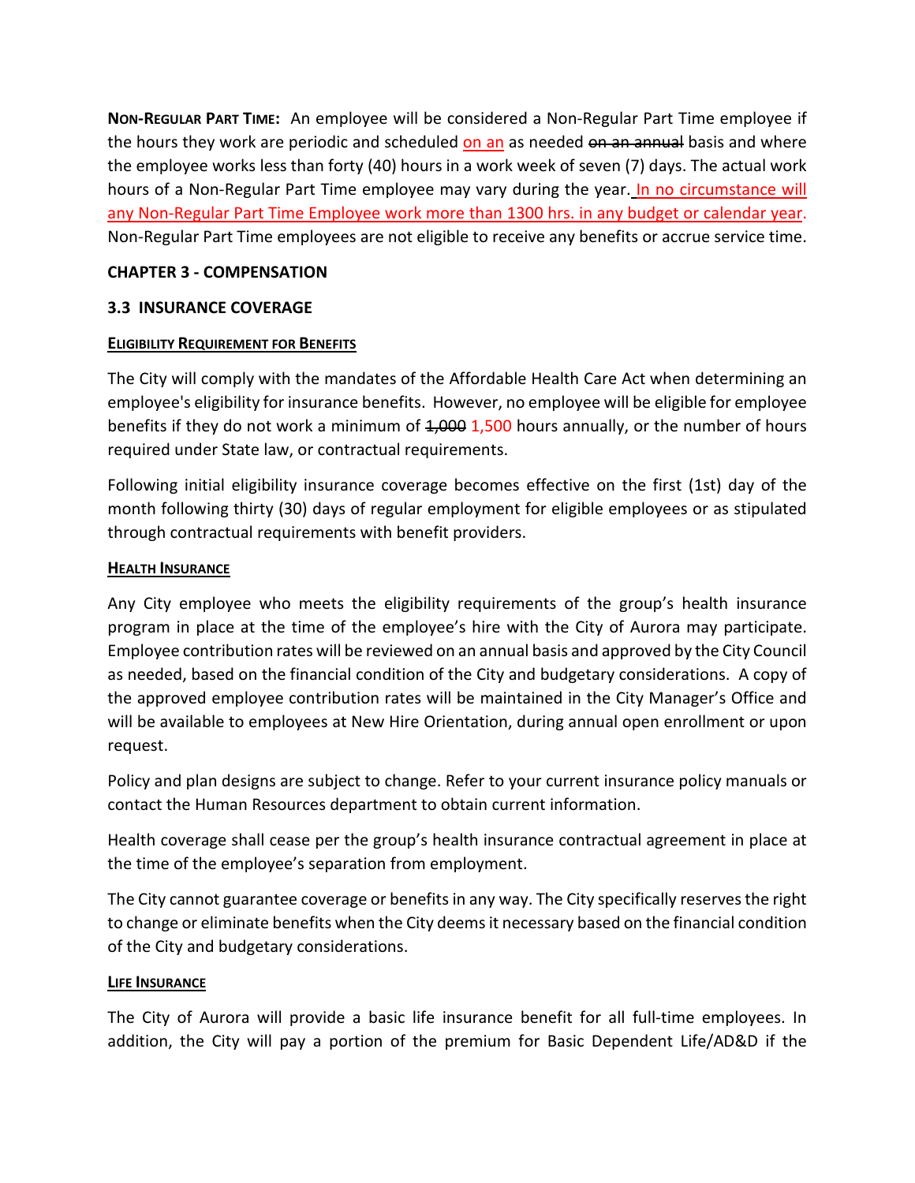**NON-REGULAR PART TIME:** An employee will be considered a Non-Regular Part Time employee if the hours they work are periodic and scheduled <u>on an</u> as needed ~~on an annual~~ basis and where the employee works less than forty (40) hours in a work week of seven (7) days. The actual work hours of a Non-Regular Part Time employee may vary during the year. <u>In no circumstance will any Non-Regular Part Time Employee work more than 1300 hrs. in any budget or calendar year</u>. Non-Regular Part Time employees are not eligible to receive any benefits or accrue service time.

## CHAPTER 3 - COMPENSATION

### 3.3 INSURANCE COVERAGE

<u>**ELIGIBILITY REQUIREMENT FOR BENEFITS**</u>

The City will comply with the mandates of the Affordable Health Care Act when determining an employee's eligibility for insurance benefits. However, no employee will be eligible for employee benefits if they do not work a minimum of ~~1,000~~ 1,500 hours annually, or the number of hours required under State law, or contractual requirements.

Following initial eligibility insurance coverage becomes effective on the first (1st) day of the month following thirty (30) days of regular employment for eligible employees or as stipulated through contractual requirements with benefit providers.

<u>**HEALTH INSURANCE**</u>

Any City employee who meets the eligibility requirements of the group's health insurance program in place at the time of the employee's hire with the City of Aurora may participate. Employee contribution rates will be reviewed on an annual basis and approved by the City Council as needed, based on the financial condition of the City and budgetary considerations. A copy of the approved employee contribution rates will be maintained in the City Manager's Office and will be available to employees at New Hire Orientation, during annual open enrollment or upon request.

Policy and plan designs are subject to change. Refer to your current insurance policy manuals or contact the Human Resources department to obtain current information.

Health coverage shall cease per the group's health insurance contractual agreement in place at the time of the employee's separation from employment.

The City cannot guarantee coverage or benefits in any way. The City specifically reserves the right to change or eliminate benefits when the City deems it necessary based on the financial condition of the City and budgetary considerations.

<u>**LIFE INSURANCE**</u>

The City of Aurora will provide a basic life insurance benefit for all full-time employees. In addition, the City will pay a portion of the premium for Basic Dependent Life/AD&D if the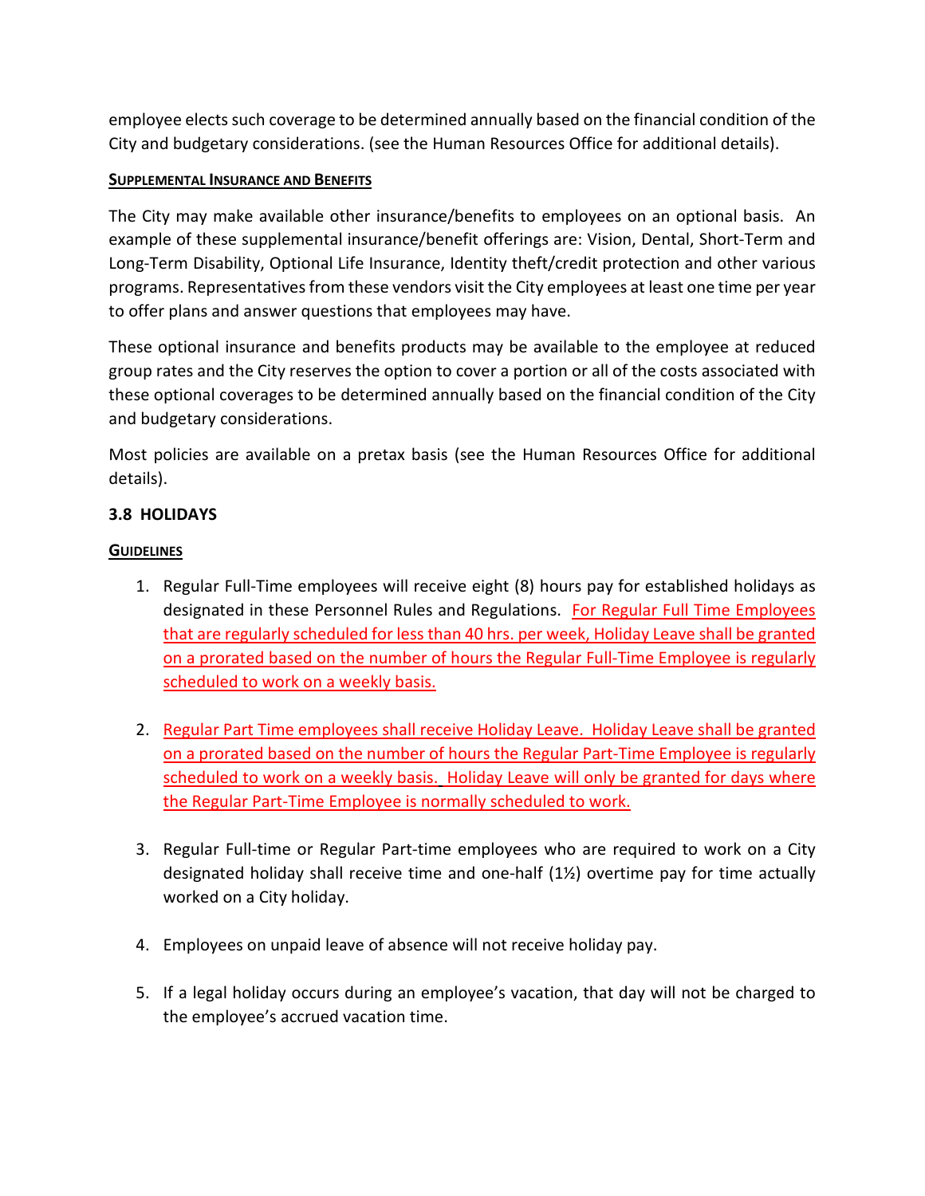employee elects such coverage to be determined annually based on the financial condition of the City and budgetary considerations. (see the Human Resources Office for additional details).

**SUPPLEMENTAL INSURANCE AND BENEFITS**

The City may make available other insurance/benefits to employees on an optional basis. An example of these supplemental insurance/benefit offerings are: Vision, Dental, Short-Term and Long-Term Disability, Optional Life Insurance, Identity theft/credit protection and other various programs. Representatives from these vendors visit the City employees at least one time per year to offer plans and answer questions that employees may have.

These optional insurance and benefits products may be available to the employee at reduced group rates and the City reserves the option to cover a portion or all of the costs associated with these optional coverages to be determined annually based on the financial condition of the City and budgetary considerations.

Most policies are available on a pretax basis (see the Human Resources Office for additional details).

### 3.8 HOLIDAYS

**GUIDELINES**

1. Regular Full-Time employees will receive eight (8) hours pay for established holidays as designated in these Personnel Rules and Regulations. For Regular Full Time Employees that are regularly scheduled for less than 40 hrs. per week, Holiday Leave shall be granted on a prorated based on the number of hours the Regular Full-Time Employee is regularly scheduled to work on a weekly basis.

2. Regular Part Time employees shall receive Holiday Leave. Holiday Leave shall be granted on a prorated based on the number of hours the Regular Part-Time Employee is regularly scheduled to work on a weekly basis. Holiday Leave will only be granted for days where the Regular Part-Time Employee is normally scheduled to work.

3. Regular Full-time or Regular Part-time employees who are required to work on a City designated holiday shall receive time and one-half (1½) overtime pay for time actually worked on a City holiday.

4. Employees on unpaid leave of absence will not receive holiday pay.

5. If a legal holiday occurs during an employee's vacation, that day will not be charged to the employee's accrued vacation time.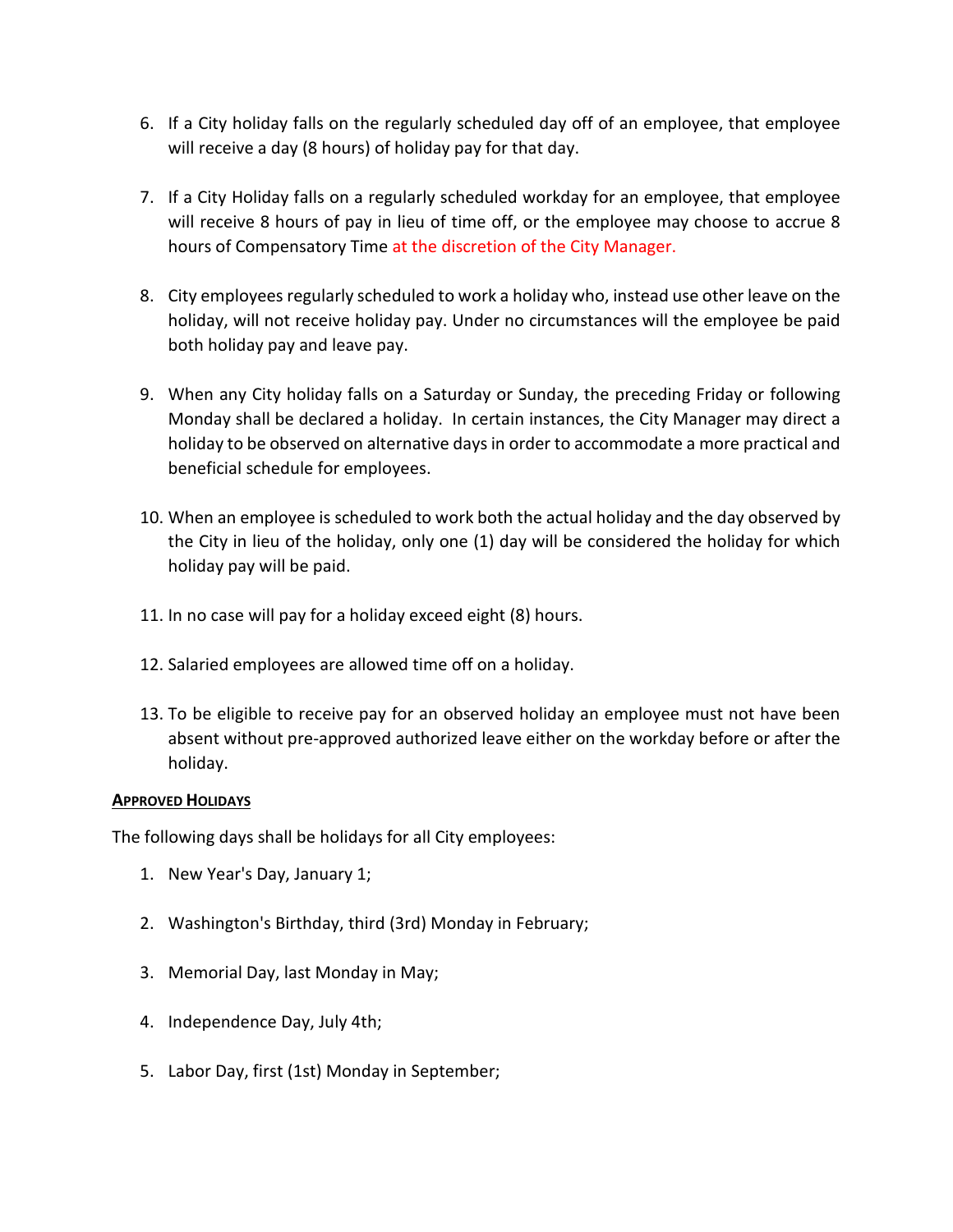6. If a City holiday falls on the regularly scheduled day off of an employee, that employee will receive a day (8 hours) of holiday pay for that day.

7. If a City Holiday falls on a regularly scheduled workday for an employee, that employee will receive 8 hours of pay in lieu of time off, or the employee may choose to accrue 8 hours of Compensatory Time at the discretion of the City Manager.

8. City employees regularly scheduled to work a holiday who, instead use other leave on the holiday, will not receive holiday pay. Under no circumstances will the employee be paid both holiday pay and leave pay.

9. When any City holiday falls on a Saturday or Sunday, the preceding Friday or following Monday shall be declared a holiday. In certain instances, the City Manager may direct a holiday to be observed on alternative days in order to accommodate a more practical and beneficial schedule for employees.

10. When an employee is scheduled to work both the actual holiday and the day observed by the City in lieu of the holiday, only one (1) day will be considered the holiday for which holiday pay will be paid.

11. In no case will pay for a holiday exceed eight (8) hours.

12. Salaried employees are allowed time off on a holiday.

13. To be eligible to receive pay for an observed holiday an employee must not have been absent without pre-approved authorized leave either on the workday before or after the holiday.

**APPROVED HOLIDAYS**

The following days shall be holidays for all City employees:

1. New Year's Day, January 1;

2. Washington's Birthday, third (3rd) Monday in February;

3. Memorial Day, last Monday in May;

4. Independence Day, July 4th;

5. Labor Day, first (1st) Monday in September;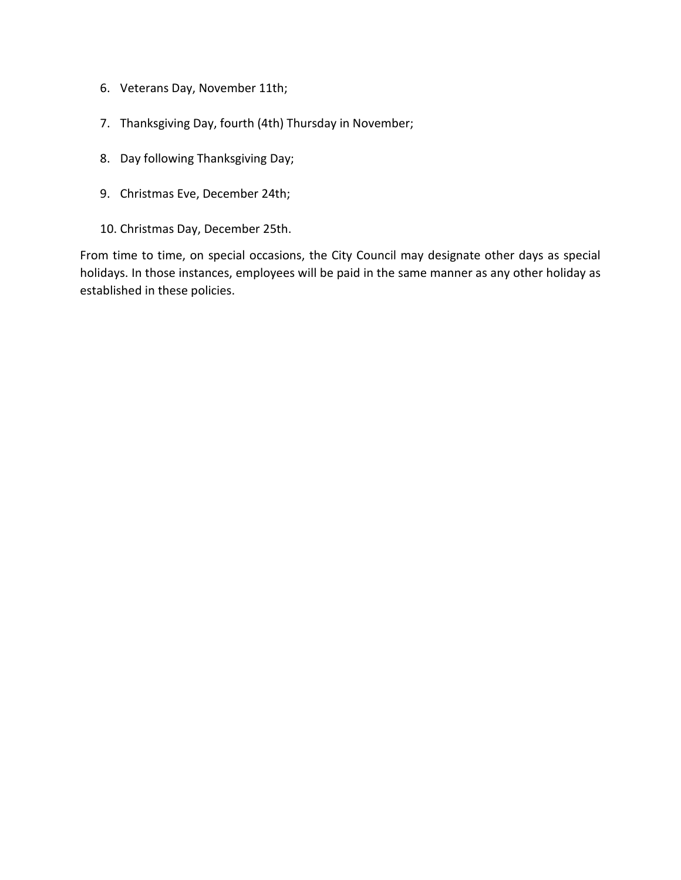6. Veterans Day, November 11th;
7. Thanksgiving Day, fourth (4th) Thursday in November;
8. Day following Thanksgiving Day;
9. Christmas Eve, December 24th;
10. Christmas Day, December 25th.

From time to time, on special occasions, the City Council may designate other days as special holidays. In those instances, employees will be paid in the same manner as any other holiday as established in these policies.